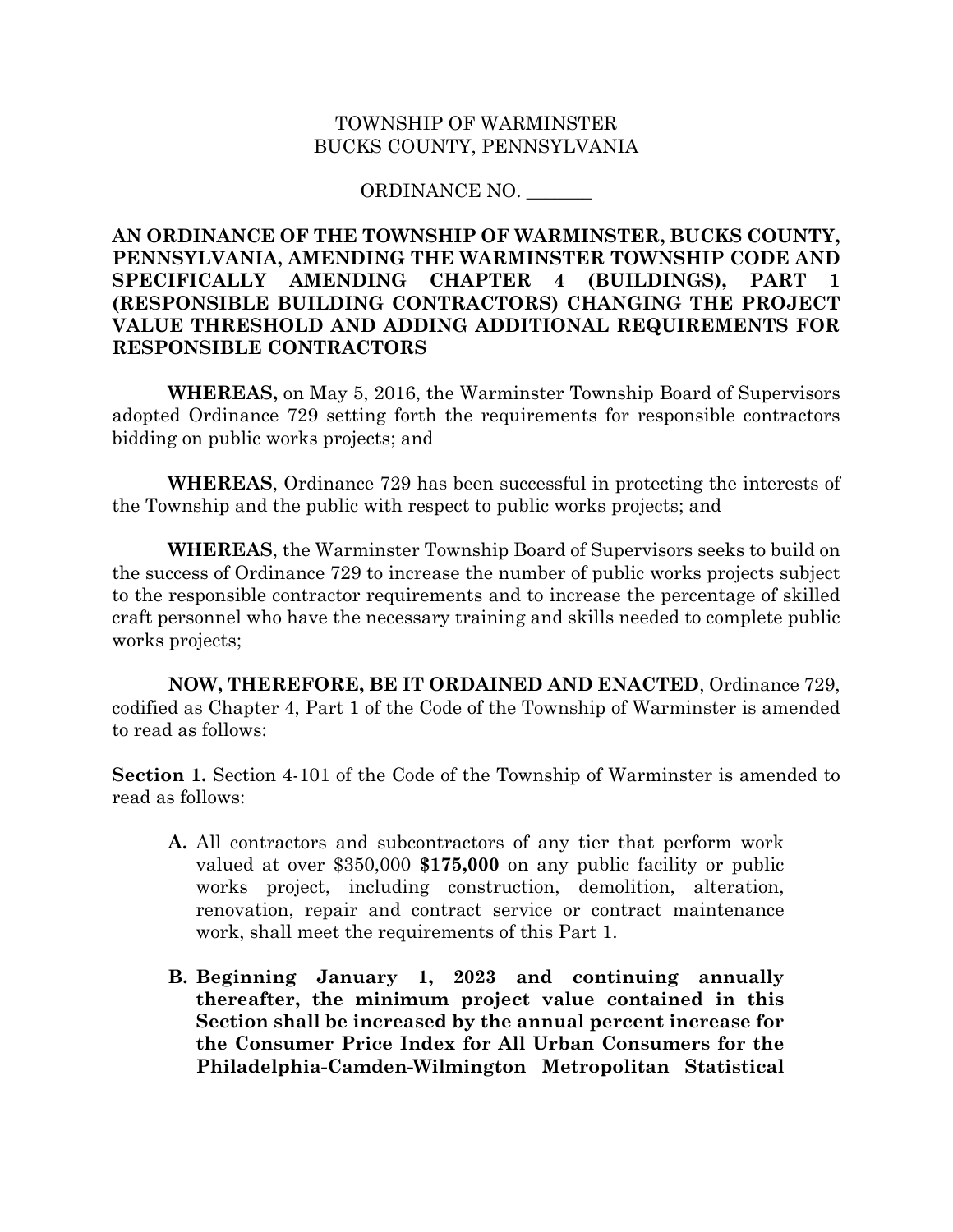TOWNSHIP OF WARMINSTER
BUCKS COUNTY, PENNSYLVANIA

ORDINANCE NO. _______

**AN ORDINANCE OF THE TOWNSHIP OF WARMINSTER, BUCKS COUNTY, PENNSYLVANIA, AMENDING THE WARMINSTER TOWNSHIP CODE AND SPECIFICALLY AMENDING CHAPTER 4 (BUILDINGS), PART 1 (RESPONSIBLE BUILDING CONTRACTORS) CHANGING THE PROJECT VALUE THRESHOLD AND ADDING ADDITIONAL REQUIREMENTS FOR RESPONSIBLE CONTRACTORS**

**WHEREAS,** on May 5, 2016, the Warminster Township Board of Supervisors adopted Ordinance 729 setting forth the requirements for responsible contractors bidding on public works projects; and

**WHEREAS**, Ordinance 729 has been successful in protecting the interests of the Township and the public with respect to public works projects; and

**WHEREAS**, the Warminster Township Board of Supervisors seeks to build on the success of Ordinance 729 to increase the number of public works projects subject to the responsible contractor requirements and to increase the percentage of skilled craft personnel who have the necessary training and skills needed to complete public works projects;

**NOW, THEREFORE, BE IT ORDAINED AND ENACTED**, Ordinance 729, codified as Chapter 4, Part 1 of the Code of the Township of Warminster is amended to read as follows:

**Section 1.** Section 4-101 of the Code of the Township of Warminster is amended to read as follows:

- **A.** All contractors and subcontractors of any tier that perform work valued at over ~~$350,000~~ **$175,000** on any public facility or public works project, including construction, demolition, alteration, renovation, repair and contract service or contract maintenance work, shall meet the requirements of this Part 1.

- **B. Beginning January 1, 2023 and continuing annually thereafter, the minimum project value contained in this Section shall be increased by the annual percent increase for the Consumer Price Index for All Urban Consumers for the Philadelphia-Camden-Wilmington Metropolitan Statistical**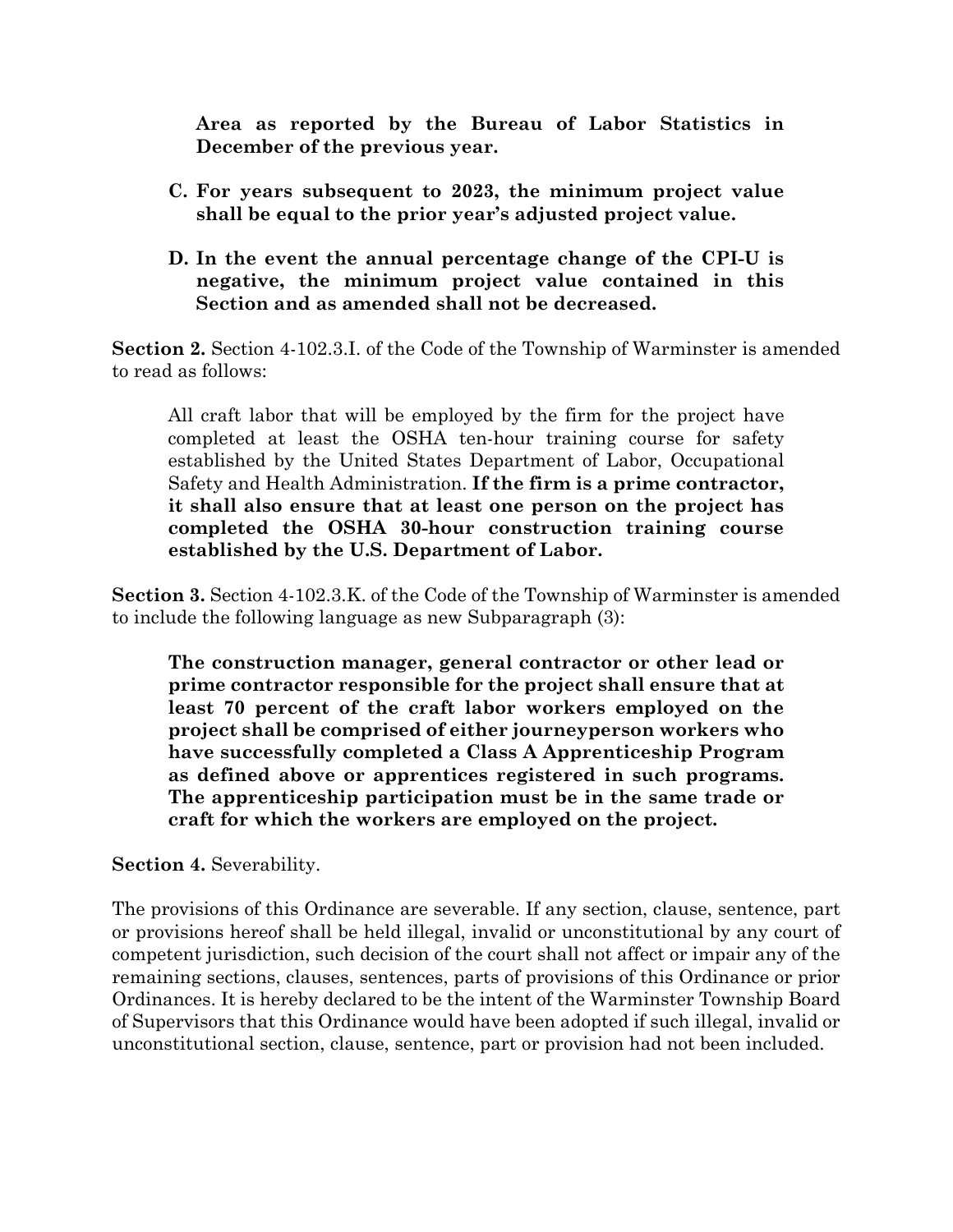**Area as reported by the Bureau of Labor Statistics in December of the previous year.**

**C. For years subsequent to 2023, the minimum project value shall be equal to the prior year's adjusted project value.**

**D. In the event the annual percentage change of the CPI-U is negative, the minimum project value contained in this Section and as amended shall not be decreased.**

**Section 2.** Section 4-102.3.I. of the Code of the Township of Warminster is amended to read as follows:

All craft labor that will be employed by the firm for the project have completed at least the OSHA ten-hour training course for safety established by the United States Department of Labor, Occupational Safety and Health Administration. **If the firm is a prime contractor, it shall also ensure that at least one person on the project has completed the OSHA 30-hour construction training course established by the U.S. Department of Labor.**

**Section 3.** Section 4-102.3.K. of the Code of the Township of Warminster is amended to include the following language as new Subparagraph (3):

**The construction manager, general contractor or other lead or prime contractor responsible for the project shall ensure that at least 70 percent of the craft labor workers employed on the project shall be comprised of either journeyperson workers who have successfully completed a Class A Apprenticeship Program as defined above or apprentices registered in such programs. The apprenticeship participation must be in the same trade or craft for which the workers are employed on the project.**

**Section 4.** Severability.

The provisions of this Ordinance are severable. If any section, clause, sentence, part or provisions hereof shall be held illegal, invalid or unconstitutional by any court of competent jurisdiction, such decision of the court shall not affect or impair any of the remaining sections, clauses, sentences, parts of provisions of this Ordinance or prior Ordinances. It is hereby declared to be the intent of the Warminster Township Board of Supervisors that this Ordinance would have been adopted if such illegal, invalid or unconstitutional section, clause, sentence, part or provision had not been included.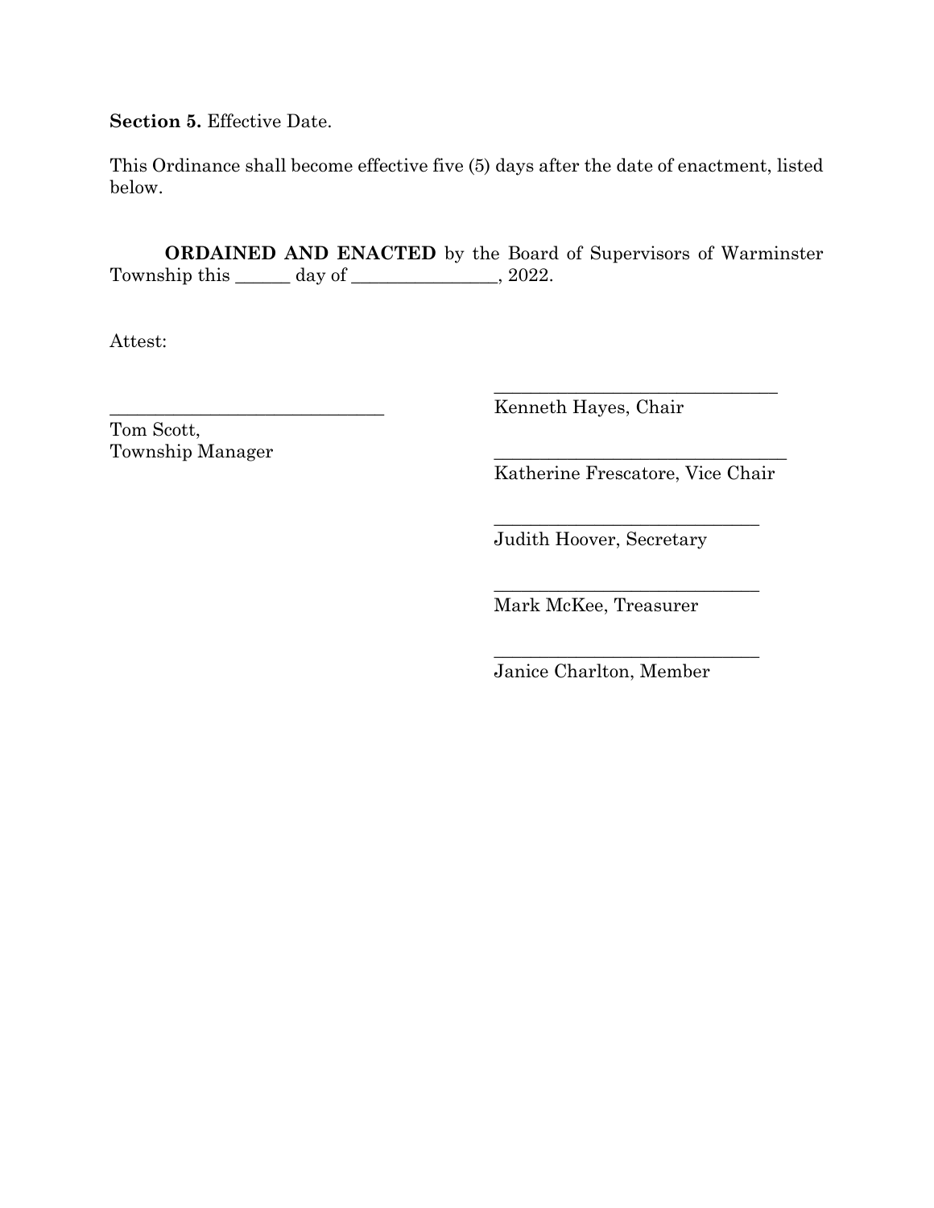**Section 5.** Effective Date.

This Ordinance shall become effective five (5) days after the date of enactment, listed below.

**ORDAINED AND ENACTED** by the Board of Supervisors of Warminster Township this ______ day of ________________, 2022.

Attest:

______________________________
Tom Scott,
Township Manager

______________________________
Kenneth Hayes, Chair

______________________________
Katherine Frescatore, Vice Chair

______________________________
Judith Hoover, Secretary

______________________________
Mark McKee, Treasurer

______________________________
Janice Charlton, Member